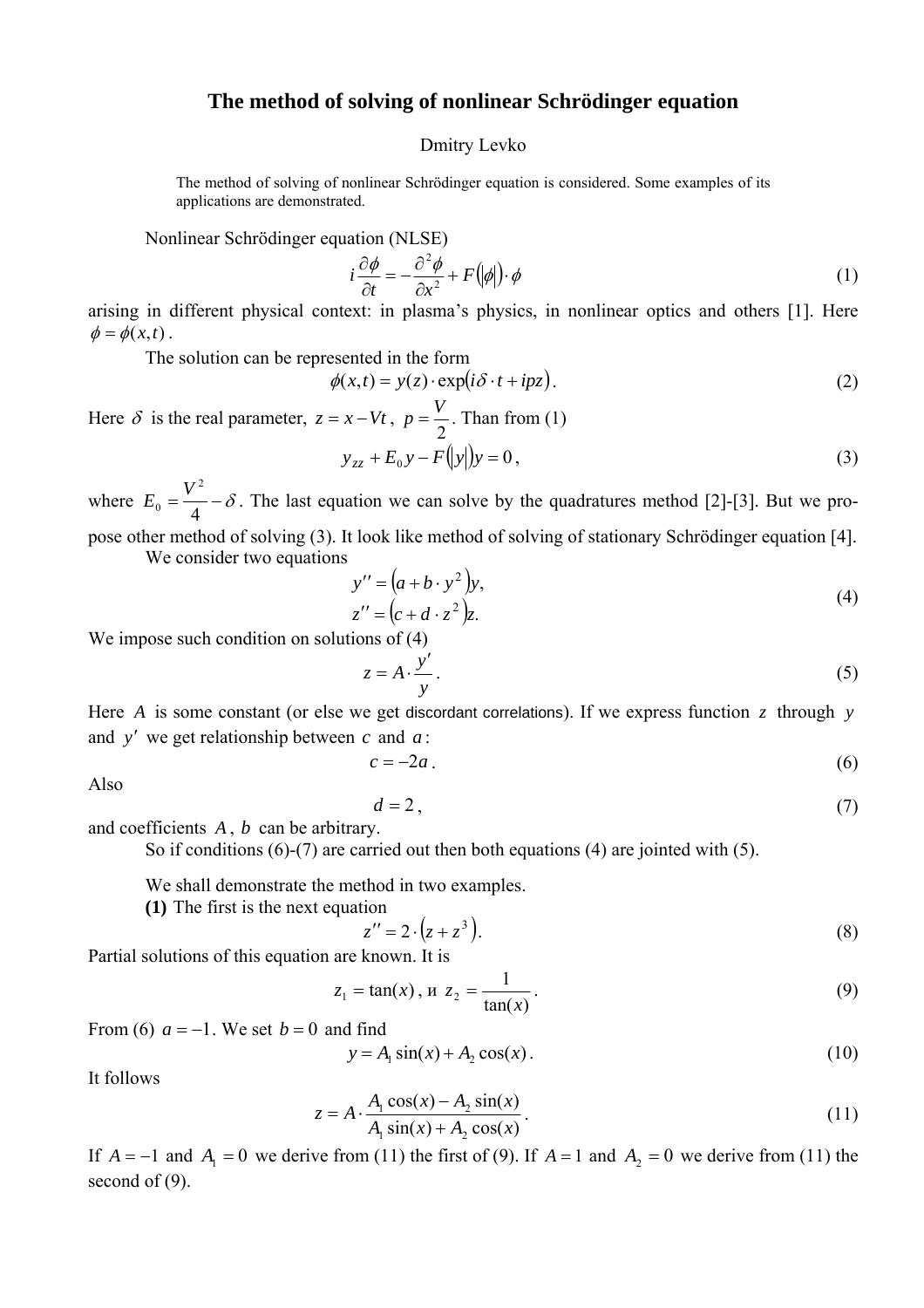# The method of solving of nonlinear Schrödinger equation

Dmitry Levko

The method of solving of nonlinear Schrödinger equation is considered. Some examples of its applications are demonstrated.

Nonlinear Schrödinger equation (NLSE)

$$i\frac{\partial \phi}{\partial t} = -\frac{\partial^2 \phi}{\partial x^2} + F(|\phi|)\cdot \phi \tag{1}$$

arising in different physical context: in plasma's physics, in nonlinear optics and others [1]. Here $\phi = \phi(x,t)$.

The solution can be represented in the form

$$\phi(x,t) = y(z)\cdot \exp(i\delta \cdot t + ipz). \tag{2}$$

Here $\delta$ is the real parameter, $z = x - Vt$, $p = \frac{V}{2}$. Than from (1)

$$y_{ZZ} + E_0 y - F(|y|)y = 0, \tag{3}$$

where $E_0 = \frac{V^2}{4} - \delta$. The last equation we can solve by the quadratures method [2]-[3]. But we propose other method of solving (3). It look like method of solving of stationary Schrödinger equation [4].

We consider two equations

$$\begin{aligned} y'' &= (a + b\cdot y^2)y, \\ z'' &= (c + d\cdot z^2)z. \end{aligned} \tag{4}$$

We impose such condition on solutions of (4)

$$z = A\cdot \frac{y'}{y}. \tag{5}$$

Here $A$ is some constant (or else we get discordant correlations). If we express function $z$ through $y$ and $y'$ we get relationship between $c$ and $a$:

$$c = -2a. \tag{6}$$

Also

$$d = 2, \tag{7}$$

and coefficients $A$, $b$ can be arbitrary.

So if conditions (6)-(7) are carried out then both equations (4) are jointed with (5).

We shall demonstrate the method in two examples.

**(1)** The first is the next equation

$$z'' = 2\cdot (z + z^3). \tag{8}$$

Partial solutions of this equation are known. It is

$$z_1 = \tan(x), \text{ и } z_2 = \frac{1}{\tan(x)}. \tag{9}$$

From (6) $a = -1$. We set $b = 0$ and find

$$y = A_1 \sin(x) + A_2 \cos(x). \tag{10}$$

It follows

$$z = A\cdot \frac{A_1\cos(x) - A_2\sin(x)}{A_1\sin(x) + A_2\cos(x)}. \tag{11}$$

If $A = -1$ and $A_1 = 0$ we derive from (11) the first of (9). If $A = 1$ and $A_2 = 0$ we derive from (11) the second of (9).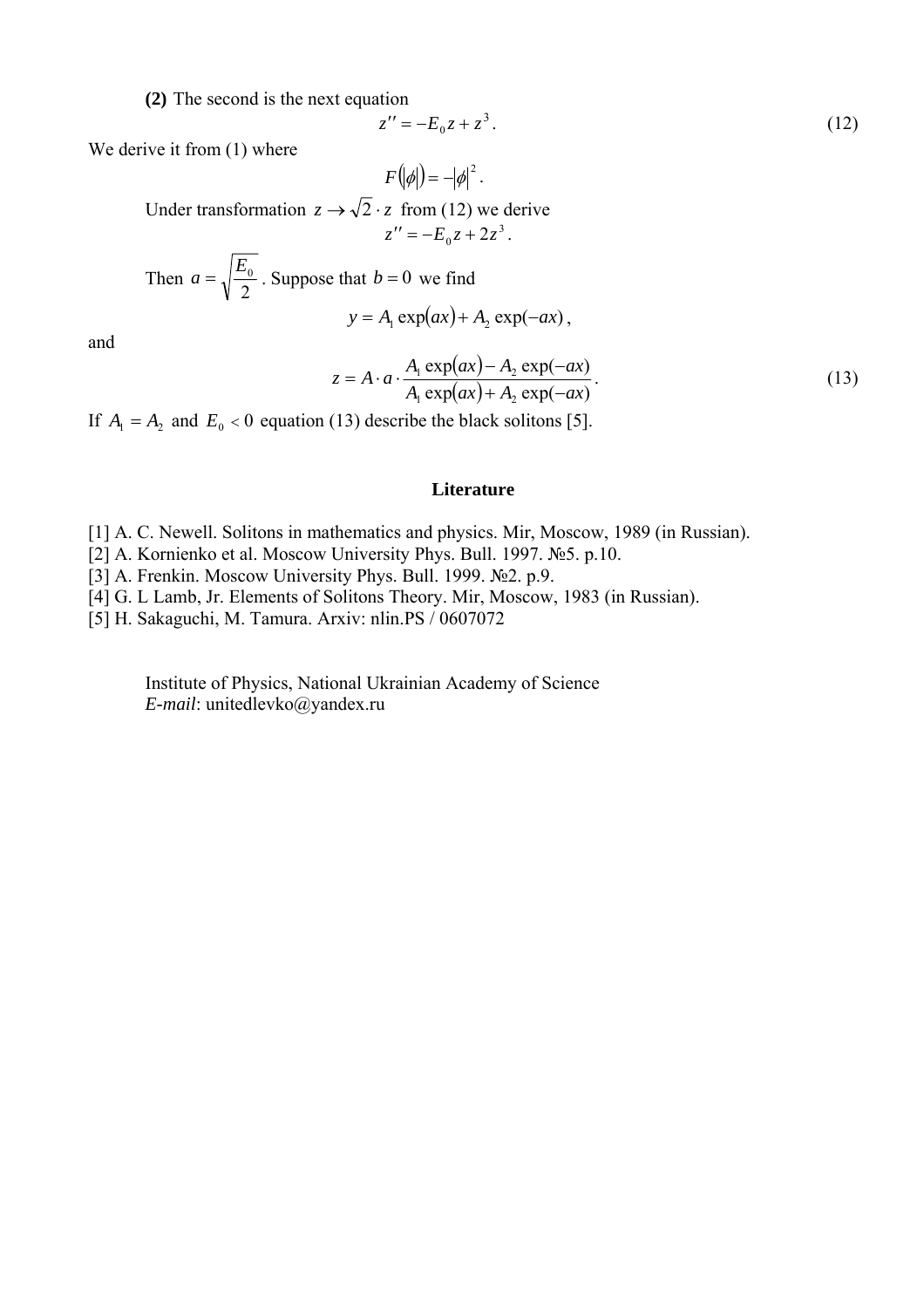**(2)** The second is the next equation

$$z'' = -E_0 z + z^3 . \tag{12}$$

We derive it from (1) where

$$F(|\phi|) = -|\phi|^2 .$$

Under transformation $z \to \sqrt{2} \cdot z$ from (12) we derive

$$z'' = -E_0 z + 2z^3 .$$

Then $a = \sqrt{\frac{E_0}{2}}$ . Suppose that $b = 0$ we find

$$y = A_1 \exp(ax) + A_2 \exp(-ax) ,$$

and

$$z = A \cdot a \cdot \frac{A_1 \exp(ax) - A_2 \exp(-ax)}{A_1 \exp(ax) + A_2 \exp(-ax)} . \tag{13}$$

If $A_1 = A_2$ and $E_0 < 0$ equation (13) describe the black solitons [5].

## Literature

[1] A. C. Newell. Solitons in mathematics and physics. Mir, Moscow, 1989 (in Russian).
[2] A. Kornienko et al. Moscow University Phys. Bull. 1997. №5. p.10.
[3] A. Frenkin. Moscow University Phys. Bull. 1999. №2. p.9.
[4] G. L Lamb, Jr. Elements of Solitons Theory. Mir, Moscow, 1983 (in Russian).
[5] H. Sakaguchi, M. Tamura. Arxiv: nlin.PS / 0607072

Institute of Physics, National Ukrainian Academy of Science
*E-mail*: unitedlevko@yandex.ru